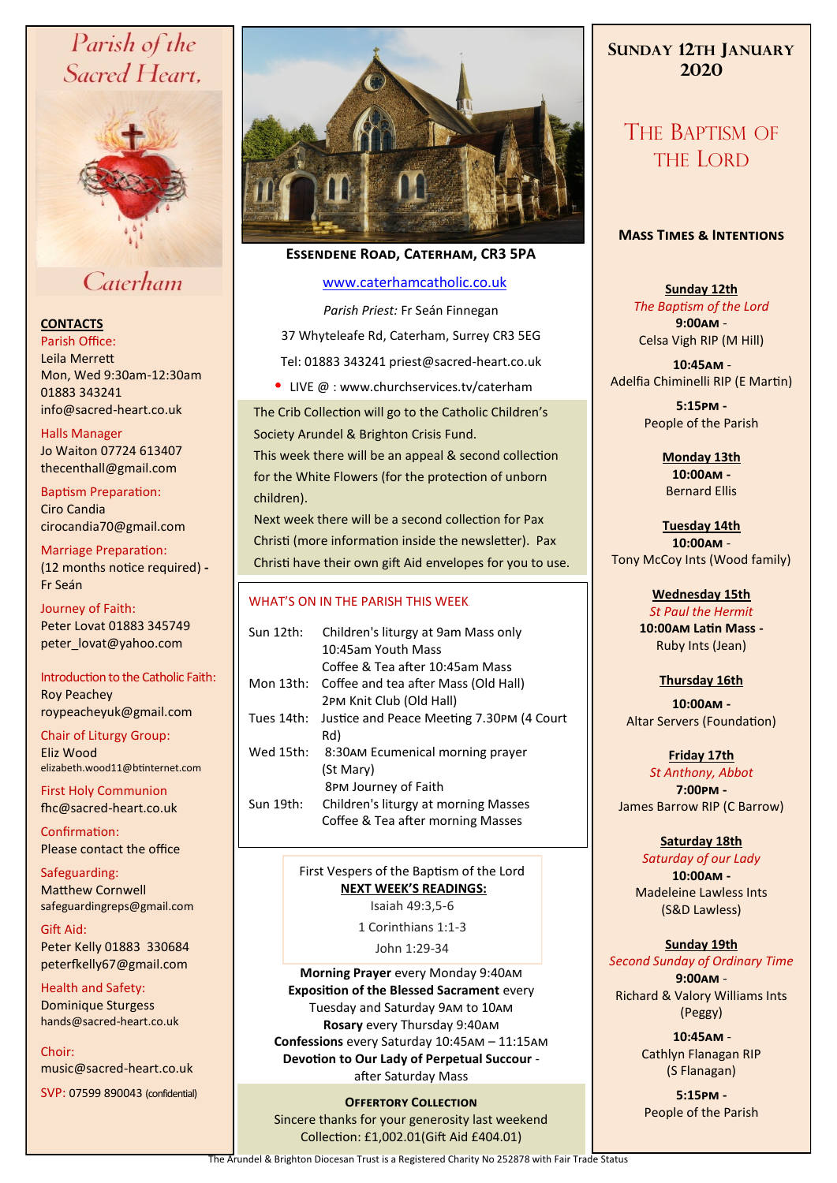# Parish of the Sacred Heart, Caterham

## CONTACTS

Parish Office:
Leila Merrett
Mon, Wed 9:30am-12:30am
01883 343241
info@sacred-heart.co.uk

Halls Manager
Jo Waiton 07724 613407
thecenthall@gmail.com

Baptism Preparation:
Ciro Candia
cirocandia70@gmail.com

Marriage Preparation:
(12 months notice required) - Fr Seán

Journey of Faith:
Peter Lovat 01883 345749
peter_lovat@yahoo.com

Introduction to the Catholic Faith:
Roy Peachey
roypeacheyuk@gmail.com

Chair of Liturgy Group:
Eliz Wood
elizabeth.wood11@btinternet.com

First Holy Communion
fhc@sacred-heart.co.uk

Confirmation:
Please contact the office

Safeguarding:
Matthew Cornwell
safeguardingreps@gmail.com

Gift Aid:
Peter Kelly 01883 330684
peterfkelly67@gmail.com

Health and Safety:
Dominique Sturgess
hands@sacred-heart.co.uk

Choir:
music@sacred-heart.co.uk

SVP: 07599 890043 (confidential)

**ESSENDENE ROAD, CATERHAM, CR3 5PA**

www.caterhamcatholic.co.uk

*Parish Priest:* Fr Seán Finnegan

37 Whyteleafe Rd, Caterham, Surrey CR3 5EG

Tel: 01883 343241 priest@sacred-heart.co.uk

- LIVE @ : www.churchservices.tv/caterham

The Crib Collection will go to the Catholic Children's Society Arundel & Brighton Crisis Fund.
This week there will be an appeal & second collection for the White Flowers (for the protection of unborn children).
Next week there will be a second collection for Pax Christi (more information inside the newsletter). Pax Christi have their own gift Aid envelopes for you to use.

## WHAT'S ON IN THE PARISH THIS WEEK

| | |
|---|---|
| Sun 12th: | Children's liturgy at 9am Mass only<br>10:45am Youth Mass<br>Coffee & Tea after 10:45am Mass |
| Mon 13th: | Coffee and tea after Mass (Old Hall)<br>2PM Knit Club (Old Hall) |
| Tues 14th: | Justice and Peace Meeting 7.30PM (4 Court Rd) |
| Wed 15th: | 8:30AM Ecumenical morning prayer (St Mary)<br>8PM Journey of Faith |
| Sun 19th: | Children's liturgy at morning Masses<br>Coffee & Tea after morning Masses |

First Vespers of the Baptism of the Lord

**NEXT WEEK'S READINGS:**

Isaiah 49:3,5-6

1 Corinthians 1:1-3

John 1:29-34

**Morning Prayer** every Monday 9:40AM
**Exposition of the Blessed Sacrament** every Tuesday and Saturday 9AM to 10AM
**Rosary** every Thursday 9:40AM
**Confessions** every Saturday 10:45AM – 11:15AM
**Devotion to Our Lady of Perpetual Succour** - after Saturday Mass

**OFFERTORY COLLECTION**
Sincere thanks for your generosity last weekend
Collection: £1,002.01(Gift Aid £404.01)

## SUNDAY 12TH JANUARY 2020

# THE BAPTISM OF THE LORD

### MASS TIMES & INTENTIONS

**Sunday 12th**
*The Baptism of the Lord*
**9:00AM** - Celsa Vigh RIP (M Hill)
**10:45AM** - Adelfia Chiminelli RIP (E Martin)
**5:15PM** - People of the Parish

**Monday 13th**
**10:00AM** - Bernard Ellis

**Tuesday 14th**
**10:00AM** - Tony McCoy Ints (Wood family)

**Wednesday 15th**
*St Paul the Hermit*
**10:00AM Latin Mass** - Ruby Ints (Jean)

**Thursday 16th**
**10:00AM** - Altar Servers (Foundation)

**Friday 17th**
*St Anthony, Abbot*
**7:00PM** - James Barrow RIP (C Barrow)

**Saturday 18th**
*Saturday of our Lady*
**10:00AM** - Madeleine Lawless Ints (S&D Lawless)

**Sunday 19th**
*Second Sunday of Ordinary Time*
**9:00AM** - Richard & Valory Williams Ints (Peggy)
**10:45AM** - Cathlyn Flanagan RIP (S Flanagan)
**5:15PM** - People of the Parish

The Arundel & Brighton Diocesan Trust is a Registered Charity No 252878 with Fair Trade Status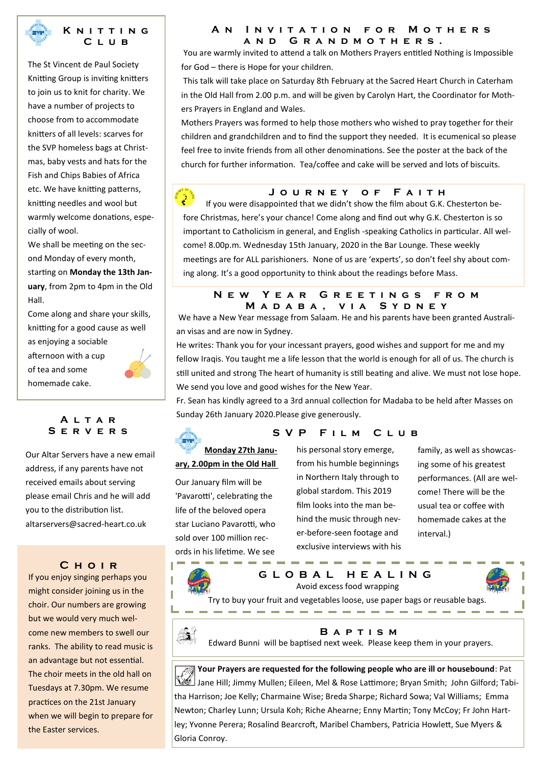## Knitting Club

The St Vincent de Paul Society Knitting Group is inviting knitters to join us to knit for charity. We have a number of projects to choose from to accommodate knitters of all levels: scarves for the SVP homeless bags at Christmas, baby vests and hats for the Fish and Chips Babies of Africa etc. We have knitting patterns, knitting needles and wool but warmly welcome donations, especially of wool.

We shall be meeting on the second Monday of every month, starting on **Monday the 13th January**, from 2pm to 4pm in the Old Hall.

Come along and share your skills, knitting for a good cause as well as enjoying a sociable afternoon with a cup of tea and some homemade cake.

## Altar Servers

Our Altar Servers have a new email address, if any parents have not received emails about serving please email Chris and he will add you to the distribution list. altarservers@sacred-heart.co.uk

## Choir

If you enjoy singing perhaps you might consider joining us in the choir. Our numbers are growing but we would very much welcome new members to swell our ranks. The ability to read music is an advantage but not essential. The choir meets in the old hall on Tuesdays at 7.30pm. We resume practices on the 21st January when we will begin to prepare for the Easter services.

## An Invitation for Mothers and Grandmothers.

You are warmly invited to attend a talk on Mothers Prayers entitled Nothing is Impossible for God – there is Hope for your children.

This talk will take place on Saturday 8th February at the Sacred Heart Church in Caterham in the Old Hall from 2.00 p.m. and will be given by Carolyn Hart, the Coordinator for Mothers Prayers in England and Wales.

Mothers Prayers was formed to help those mothers who wished to pray together for their children and grandchildren and to find the support they needed. It is ecumenical so please feel free to invite friends from all other denominations. See the poster at the back of the church for further information. Tea/coffee and cake will be served and lots of biscuits.

## Journey of Faith

If you were disappointed that we didn't show the film about G.K. Chesterton before Christmas, here's your chance! Come along and find out why G.K. Chesterton is so important to Catholicism in general, and English -speaking Catholics in particular. All welcome! 8.00p.m. Wednesday 15th January, 2020 in the Bar Lounge. These weekly meetings are for ALL parishioners. None of us are 'experts', so don't feel shy about coming along. It's a good opportunity to think about the readings before Mass.

## New Year Greetings from Madaba, via Sydney

We have a New Year message from Salaam. He and his parents have been granted Australian visas and are now in Sydney.

He writes: Thank you for your incessant prayers, good wishes and support for me and my fellow Iraqis. You taught me a life lesson that the world is enough for all of us. The church is still united and strong The heart of humanity is still beating and alive. We must not lose hope. We send you love and good wishes for the New Year.

Fr. Sean has kindly agreed to a 3rd annual collection for Madaba to be held after Masses on Sunday 26th January 2020.Please give generously.

## SVP Film Club

**Monday 27th January, 2.00pm in the Old Hall**

Our January film will be 'Pavarotti', celebrating the life of the beloved opera star Luciano Pavarotti, who sold over 100 million records in his lifetime. We see his personal story emerge, from his humble beginnings in Northern Italy through to global stardom. This 2019 film looks into the man behind the music through never-before-seen footage and exclusive interviews with his family, as well as showcasing some of his greatest performances. (All are welcome! There will be the usual tea or coffee with homemade cakes at the interval.)

## Global Healing

Avoid excess food wrapping

Try to buy your fruit and vegetables loose, use paper bags or reusable bags.

## Baptism

Edward Bunni will be baptised next week. Please keep them in your prayers.

**Your Prayers are requested for the following people who are ill or housebound**: Pat Jane Hill; Jimmy Mullen; Eileen, Mel & Rose Lattimore; Bryan Smith; John Gilford; Tabitha Harrison; Joe Kelly; Charmaine Wise; Breda Sharpe; Richard Sowa; Val Williams; Emma Newton; Charley Lunn; Ursula Koh; Riche Ahearne; Enny Martin; Tony McCoy; Fr John Hartley; Yvonne Perera; Rosalind Bearcroft, Maribel Chambers, Patricia Howlett, Sue Myers & Gloria Conroy.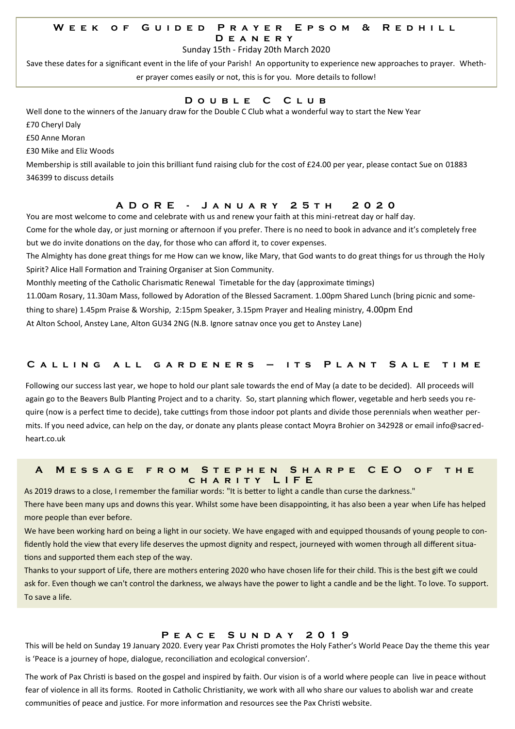## Week of Guided Prayer Epsom & Redhill Deanery

Sunday 15th - Friday 20th March 2020

Save these dates for a significant event in the life of your Parish! An opportunity to experience new approaches to prayer. Whether prayer comes easily or not, this is for you. More details to follow!

## Double C Club

Well done to the winners of the January draw for the Double C Club what a wonderful way to start the New Year

£70 Cheryl Daly

£50 Anne Moran

£30 Mike and Eliz Woods

Membership is still available to join this brilliant fund raising club for the cost of £24.00 per year, please contact Sue on 01883 346399 to discuss details

## ADoRE - January 25th 2020

You are most welcome to come and celebrate with us and renew your faith at this mini-retreat day or half day.

Come for the whole day, or just morning or afternoon if you prefer. There is no need to book in advance and it's completely free but we do invite donations on the day, for those who can afford it, to cover expenses.

The Almighty has done great things for me How can we know, like Mary, that God wants to do great things for us through the Holy Spirit? Alice Hall Formation and Training Organiser at Sion Community.

Monthly meeting of the Catholic Charismatic Renewal Timetable for the day (approximate timings)

11.00am Rosary, 11.30am Mass, followed by Adoration of the Blessed Sacrament. 1.00pm Shared Lunch (bring picnic and something to share) 1.45pm Praise & Worship, 2:15pm Speaker, 3.15pm Prayer and Healing ministry, 4.00pm End

At Alton School, Anstey Lane, Alton GU34 2NG (N.B. Ignore satnav once you get to Anstey Lane)

## Calling all gardeners – its Plant Sale time

Following our success last year, we hope to hold our plant sale towards the end of May (a date to be decided). All proceeds will again go to the Beavers Bulb Planting Project and to a charity. So, start planning which flower, vegetable and herb seeds you require (now is a perfect time to decide), take cuttings from those indoor pot plants and divide those perennials when weather permits. If you need advice, can help on the day, or donate any plants please contact Moyra Brohier on 342928 or email info@sacred-heart.co.uk

## A Message from Stephen Sharpe CEO of the charity LIFE

As 2019 draws to a close, I remember the familiar words: "It is better to light a candle than curse the darkness."

There have been many ups and downs this year. Whilst some have been disappointing, it has also been a year when Life has helped more people than ever before.

We have been working hard on being a light in our society. We have engaged with and equipped thousands of young people to confidently hold the view that every life deserves the upmost dignity and respect, journeyed with women through all different situations and supported them each step of the way.

Thanks to your support of Life, there are mothers entering 2020 who have chosen life for their child. This is the best gift we could ask for. Even though we can't control the darkness, we always have the power to light a candle and be the light. To love. To support. To save a life.

## Peace Sunday 2019

This will be held on Sunday 19 January 2020. Every year Pax Christi promotes the Holy Father's World Peace Day the theme this year is 'Peace is a journey of hope, dialogue, reconciliation and ecological conversion'.

The work of Pax Christi is based on the gospel and inspired by faith. Our vision is of a world where people can live in peace without fear of violence in all its forms. Rooted in Catholic Christianity, we work with all who share our values to abolish war and create communities of peace and justice. For more information and resources see the Pax Christi website.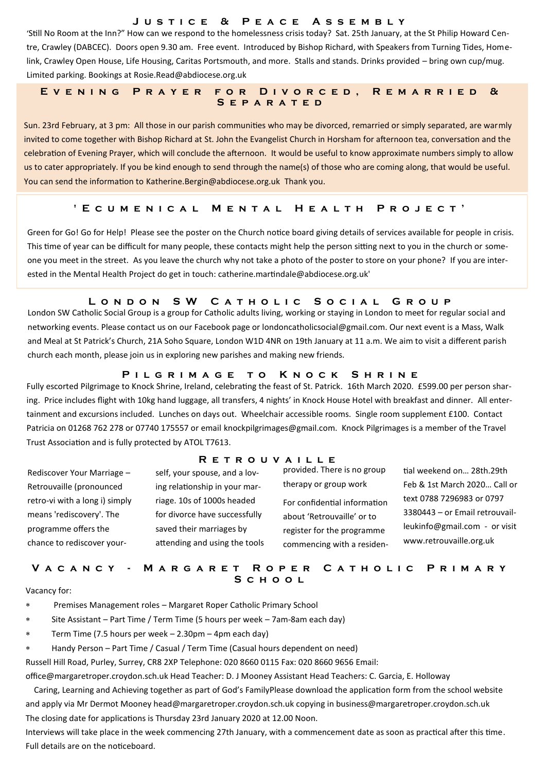## Justice & Peace Assembly

'Still No Room at the Inn?" How can we respond to the homelessness crisis today? Sat. 25th January, at the St Philip Howard Centre, Crawley (DABCEC). Doors open 9.30 am. Free event. Introduced by Bishop Richard, with Speakers from Turning Tides, Homelink, Crawley Open House, Life Housing, Caritas Portsmouth, and more. Stalls and stands. Drinks provided – bring own cup/mug. Limited parking. Bookings at Rosie.Read@abdiocese.org.uk

## Evening Prayer for Divorced, Remarried & Separated

Sun. 23rd February, at 3 pm: All those in our parish communities who may be divorced, remarried or simply separated, are warmly invited to come together with Bishop Richard at St. John the Evangelist Church in Horsham for afternoon tea, conversation and the celebration of Evening Prayer, which will conclude the afternoon. It would be useful to know approximate numbers simply to allow us to cater appropriately. If you be kind enough to send through the name(s) of those who are coming along, that would be useful. You can send the information to Katherine.Bergin@abdiocese.org.uk Thank you.

## 'Ecumenical Mental Health Project'

Green for Go! Go for Help! Please see the poster on the Church notice board giving details of services available for people in crisis. This time of year can be difficult for many people, these contacts might help the person sitting next to you in the church or someone you meet in the street. As you leave the church why not take a photo of the poster to store on your phone? If you are interested in the Mental Health Project do get in touch: catherine.martindale@abdiocese.org.uk'

## London SW Catholic Social Group

London SW Catholic Social Group is a group for Catholic adults living, working or staying in London to meet for regular social and networking events. Please contact us on our Facebook page or londoncatholicsocial@gmail.com. Our next event is a Mass, Walk and Meal at St Patrick's Church, 21A Soho Square, London W1D 4NR on 19th January at 11 a.m. We aim to visit a different parish church each month, please join us in exploring new parishes and making new friends.

## Pilgrimage to Knock Shrine

Fully escorted Pilgrimage to Knock Shrine, Ireland, celebrating the feast of St. Patrick. 16th March 2020. £599.00 per person sharing. Price includes flight with 10kg hand luggage, all transfers, 4 nights' in Knock House Hotel with breakfast and dinner. All entertainment and excursions included. Lunches on days out. Wheelchair accessible rooms. Single room supplement £100. Contact Patricia on 01268 762 278 or 07740 175557 or email knockpilgrimages@gmail.com. Knock Pilgrimages is a member of the Travel Trust Association and is fully protected by ATOL T7613.

## Retrouvaille

Rediscover Your Marriage – Retrouvaille (pronounced retro-vi with a long i) simply means 'rediscovery'. The programme offers the chance to rediscover yourself, your spouse, and a loving relationship in your marriage. 10s of 1000s headed for divorce have successfully saved their marriages by attending and using the tools provided. There is no group therapy or group work

For confidential information about 'Retrouvaille' or to register for the programme commencing with a residential weekend on… 28th.29th Feb & 1st March 2020… Call or text 0788 7296983 or 0797 3380443 – or Email retrouvailleukinfo@gmail.com - or visit www.retrouvaille.org.uk

## Vacancy - Margaret Roper Catholic Primary School

Vacancy for:

* Premises Management roles – Margaret Roper Catholic Primary School
* Site Assistant – Part Time / Term Time (5 hours per week – 7am-8am each day)
* Term Time (7.5 hours per week – 2.30pm – 4pm each day)
* Handy Person – Part Time / Casual / Term Time (Casual hours dependent on need)

Russell Hill Road, Purley, Surrey, CR8 2XP Telephone: 020 8660 0115 Fax: 020 8660 9656 Email: office@margaretroper.croydon.sch.uk Head Teacher: D. J Mooney Assistant Head Teachers: C. Garcia, E. Holloway

Caring, Learning and Achieving together as part of God's FamilyPlease download the application form from the school website and apply via Mr Dermot Mooney head@margaretroper.croydon.sch.uk copying in business@margaretroper.croydon.sch.uk The closing date for applications is Thursday 23rd January 2020 at 12.00 Noon.

Interviews will take place in the week commencing 27th January, with a commencement date as soon as practical after this time. Full details are on the noticeboard.